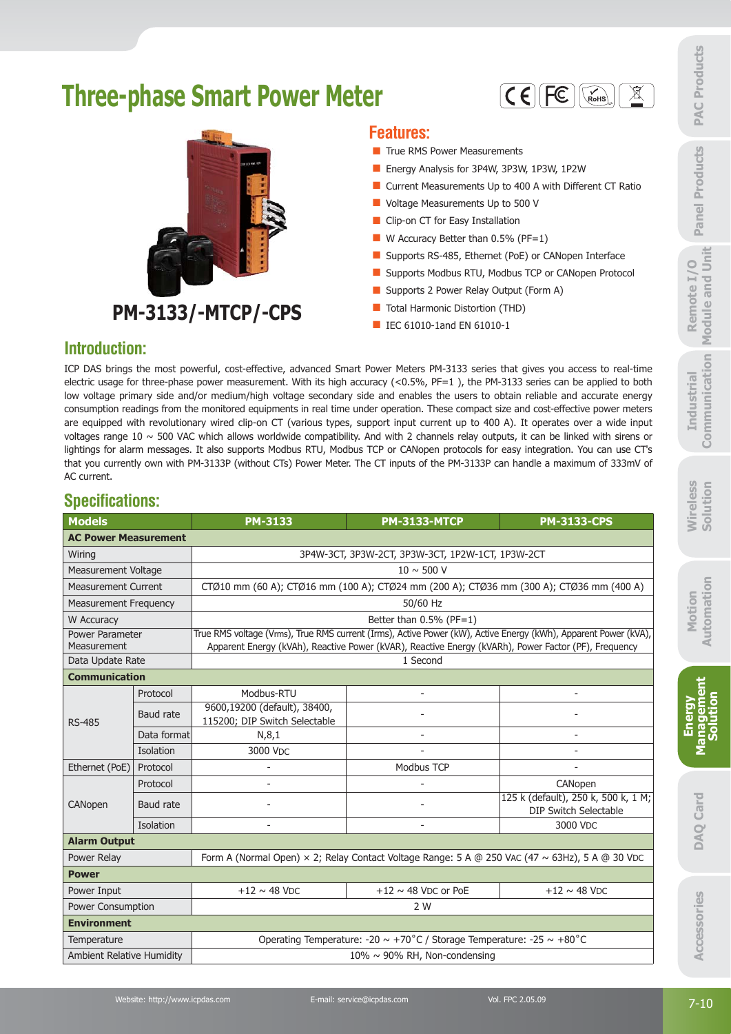# Three-phase Smart Power Meter

**PM-3133/-MTCP/-CPS**

## Features:

- True RMS Power Measurements
- Energy Analysis for 3P4W, 3P3W, 1P3W, 1P2W
- Current Measurements Up to 400 A with Different CT Ratio
- Voltage Measurements Up to 500 V
- Clip-on CT for Easy Installation
- W Accuracy Better than 0.5% (PF=1)
- Supports RS-485, Ethernet (PoE) or CANopen Interface
- Supports Modbus RTU, Modbus TCP or CANopen Protocol
- Supports 2 Power Relay Output (Form A)
- Total Harmonic Distortion (THD)
- IEC 61010-1and EN 61010-1

## Introduction:

ICP DAS brings the most powerful, cost-effective, advanced Smart Power Meters PM-3133 series that gives you access to real-time electric usage for three-phase power measurement. With its high accuracy (<0.5%, PF=1 ), the PM-3133 series can be applied to both low voltage primary side and/or medium/high voltage secondary side and enables the users to obtain reliable and accurate energy consumption readings from the monitored equipments in real time under operation. These compact size and cost-effective power meters are equipped with revolutionary wired clip-on CT (various types, support input current up to 400 A). It operates over a wide input voltages range 10 ~ 500 VAC which allows worldwide compatibility. And with 2 channels relay outputs, it can be linked with sirens or lightings for alarm messages. It also supports Modbus RTU, Modbus TCP or CANopen protocols for easy integration. You can use CT's that you currently own with PM-3133P (without CTs) Power Meter. The CT inputs of the PM-3133P can handle a maximum of 333mV of AC current.

## Specifications:

| Models | | PM-3133 | PM-3133-MTCP | PM-3133-CPS |
|---|---|---|---|---|
| **AC Power Measurement** | | | | |
| Wiring | | 3P4W-3CT, 3P3W-2CT, 3P3W-3CT, 1P2W-1CT, 1P3W-2CT | | |
| Measurement Voltage | | 10 ~ 500 V | | |
| Measurement Current | | CTØ10 mm (60 A); CTØ16 mm (100 A); CTØ24 mm (200 A); CTØ36 mm (300 A); CTØ36 mm (400 A) | | |
| Measurement Frequency | | 50/60 Hz | | |
| W Accuracy | | Better than 0.5% (PF=1) | | |
| Power Parameter Measurement | | True RMS voltage (Vrms), True RMS current (Irms), Active Power (kW), Active Energy (kWh), Apparent Power (kVA), Apparent Energy (kVAh), Reactive Power (kVAR), Reactive Energy (kVARh), Power Factor (PF), Frequency | | |
| Data Update Rate | | 1 Second | | |
| **Communication** | | | | |
| RS-485 | Protocol | Modbus-RTU | - | - |
| | Baud rate | 9600,19200 (default), 38400, 115200; DIP Switch Selectable | - | - |
| | Data format | N,8,1 | - | - |
| | Isolation | 3000 VDC | - | - |
| Ethernet (PoE) | Protocol | - | Modbus TCP | - |
| CANopen | Protocol | - | - | CANopen |
| | Baud rate | - | - | 125 k (default), 250 k, 500 k, 1 M; DIP Switch Selectable |
| | Isolation | - | - | 3000 VDC |
| **Alarm Output** | | | | |
| Power Relay | | Form A (Normal Open) × 2; Relay Contact Voltage Range: 5 A @ 250 VAC (47 ~ 63Hz), 5 A @ 30 VDC | | |
| **Power** | | | | |
| Power Input | | +12 ~ 48 VDC | +12 ~ 48 VDC or PoE | +12 ~ 48 VDC |
| Power Consumption | | 2 W | | |
| **Environment** | | | | |
| Temperature | | Operating Temperature: -20 ~ +70°C / Storage Temperature: -25 ~ +80°C | | |
| Ambient Relative Humidity | | 10% ~ 90% RH, Non-condensing | | |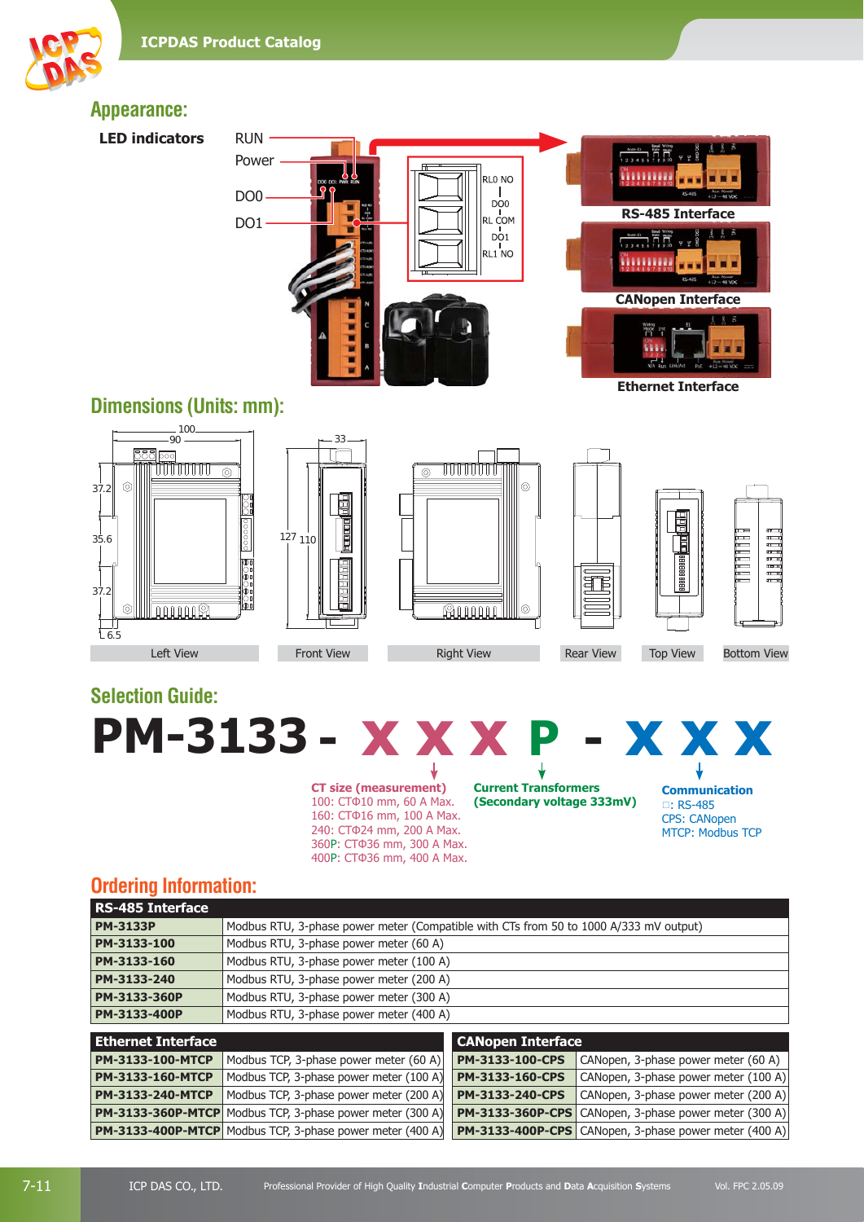## Appearance:

LED indicators — RUN, Power, DO0, DO1

RL0 NO
DO0
RL COM
DO1
RL1 NO

RS-485 Interface

CANopen Interface

Ethernet Interface

## Dimensions (Units: mm):

100
90
37.2
35.6
37.2
6.5
33
127
110

Left View | Front View | Right View | Rear View | Top View | Bottom View

## Selection Guide:

**PM-3133 - X X X P - X X X**

**CT size (measurement)**
100: CTΦ10 mm, 60 A Max.
160: CTΦ16 mm, 100 A Max.
240: CTΦ24 mm, 200 A Max.
360P: CTΦ36 mm, 300 A Max.
400P: CTΦ36 mm, 400 A Max.

**Current Transformers (Secondary voltage 333mV)**

**Communication**
□: RS-485
CPS: CANopen
MTCP: Modbus TCP

## Ordering Information:

| RS-485 Interface | |
|---|---|
| **PM-3133P** | Modbus RTU, 3-phase power meter (Compatible with CTs from 50 to 1000 A/333 mV output) |
| **PM-3133-100** | Modbus RTU, 3-phase power meter (60 A) |
| **PM-3133-160** | Modbus RTU, 3-phase power meter (100 A) |
| **PM-3133-240** | Modbus RTU, 3-phase power meter (200 A) |
| **PM-3133-360P** | Modbus RTU, 3-phase power meter (300 A) |
| **PM-3133-400P** | Modbus RTU, 3-phase power meter (400 A) |

| Ethernet Interface | |
|---|---|
| **PM-3133-100-MTCP** | Modbus TCP, 3-phase power meter (60 A) |
| **PM-3133-160-MTCP** | Modbus TCP, 3-phase power meter (100 A) |
| **PM-3133-240-MTCP** | Modbus TCP, 3-phase power meter (200 A) |
| **PM-3133-360P-MTCP** | Modbus TCP, 3-phase power meter (300 A) |
| **PM-3133-400P-MTCP** | Modbus TCP, 3-phase power meter (400 A) |

| CANopen Interface | |
|---|---|
| **PM-3133-100-CPS** | CANopen, 3-phase power meter (60 A) |
| **PM-3133-160-CPS** | CANopen, 3-phase power meter (100 A) |
| **PM-3133-240-CPS** | CANopen, 3-phase power meter (200 A) |
| **PM-3133-360P-CPS** | CANopen, 3-phase power meter (300 A) |
| **PM-3133-400P-CPS** | CANopen, 3-phase power meter (400 A) |